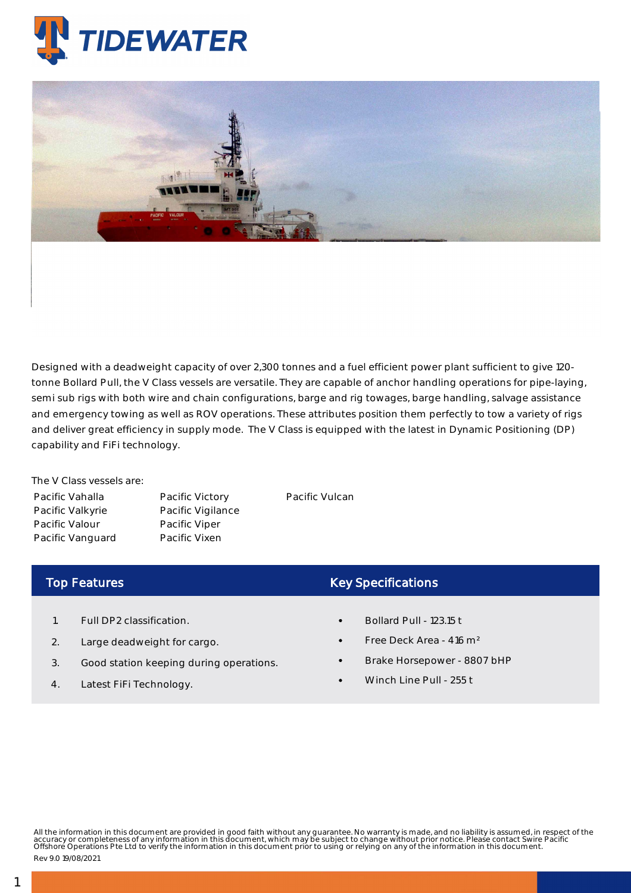# TIDEWATER

Designed with a deadweight capacity of over 2,300 tonnes and a fuel efficient power plant sufficient to give 120-tonne Bollard Pull, the V Class vessels are versatile. They are capable of anchor handling operations for pipe-laying, semi sub rigs with both wire and chain configurations, barge and rig towages, barge handling, salvage assistance and emergency towing as well as ROV operations. These attributes position them perfectly to tow a variety of rigs and deliver great efficiency in supply mode. The V Class is equipped with the latest in Dynamic Positioning (DP) capability and FiFi technology.

The V Class vessels are:

- Pacific Vahalla
- Pacific Valkyrie
- Pacific Valour
- Pacific Vanguard
- Pacific Victory
- Pacific Vigilance
- Pacific Viper
- Pacific Vixen
- Pacific Vulcan

## Top Features

1. Full DP2 classification.
2. Large deadweight for cargo.
3. Good station keeping during operations.
4. Latest FiFi Technology.

## Key Specifications

- Bollard Pull - 123.15 t
- Free Deck Area - 416 m²
- Brake Horsepower - 8807 bHP
- Winch Line Pull - 255 t

All the information in this document are provided in good faith without any guarantee. No warranty is made, and no liability is assumed, in respect of the accuracy or completeness of any information in this document, which may be subject to change without prior notice. Please contact Swire Pacific Offshore Operations Pte Ltd to verify the information in this document prior to using or relying on any of the information in this document.

Rev 9.0 19/08/2021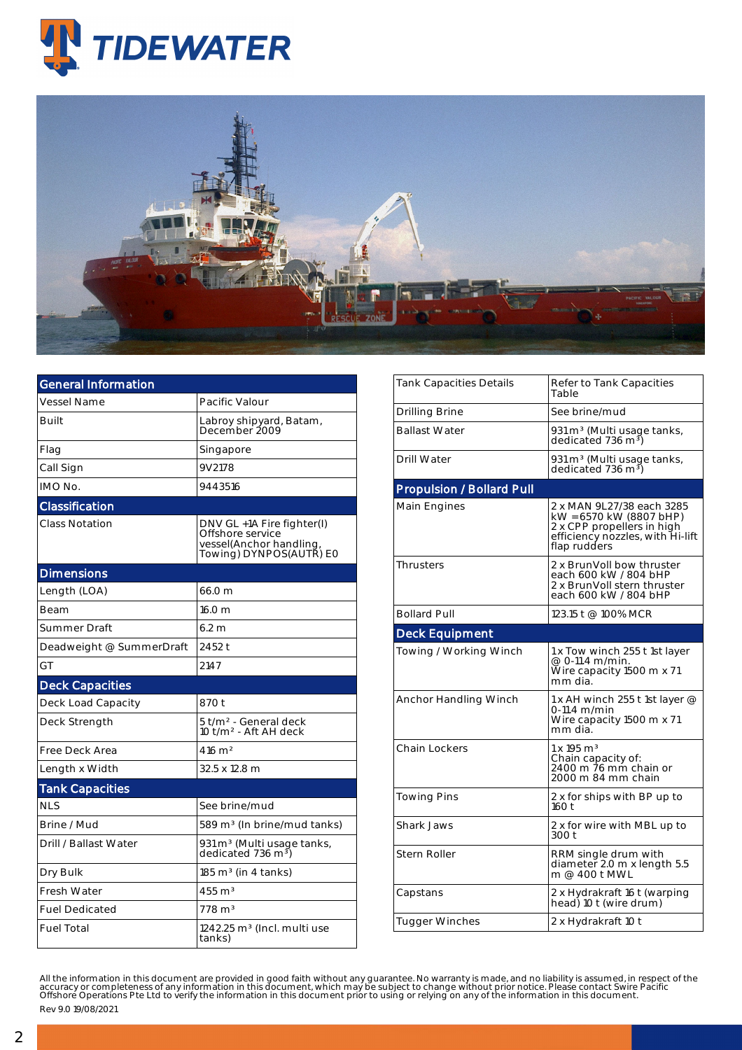TIDEWATER

| General Information | |
|---|---|
| Vessel Name | Pacific Valour |
| Built | Labroy shipyard, Batam, December 2009 |
| Flag | Singapore |
| Call Sign | 9V2178 |
| IMO No. | 9443516 |
| **Classification** | |
| Class Notation | DNV GL +1A Fire fighter(I) Offshore service vessel(Anchor handling, Towing) DYNPOS(AUTR) E0 |
| **Dimensions** | |
| Length (LOA) | 66.0 m |
| Beam | 16.0 m |
| Summer Draft | 6.2 m |
| Deadweight @ SummerDraft | 2452 t |
| GT | 2147 |
| **Deck Capacities** | |
| Deck Load Capacity | 870 t |
| Deck Strength | 5 t/m² - General deck 10 t/m² - Aft AH deck |
| Free Deck Area | 416 m² |
| Length x Width | 32.5 x 12.8 m |
| **Tank Capacities** | |
| NLS | See brine/mud |
| Brine / Mud | 589 m³ (In brine/mud tanks) |
| Drill / Ballast Water | 931 m³ (Multi usage tanks, dedicated 736 m³) |
| Dry Bulk | 185 m³ (in 4 tanks) |
| Fresh Water | 455 m³ |
| Fuel Dedicated | 778 m³ |
| Fuel Total | 1242.25 m³ (Incl. multi use tanks) |

| Tank Capacities Details | Refer to Tank Capacities Table |
|---|---|
| Drilling Brine | See brine/mud |
| Ballast Water | 931 m³ (Multi usage tanks, dedicated 736 m³) |
| Drill Water | 931 m³ (Multi usage tanks, dedicated 736 m³) |
| **Propulsion / Bollard Pull** | |
| Main Engines | 2 x MAN 9L27/38 each 3285 kW =6570 kW (8807 bHP) 2 x CPP propellers in high efficiency nozzles, with Hi-lift flap rudders |
| Thrusters | 2 x BrunVoll bow thruster each 600 kW / 804 bHP 2 x BrunVoll stern thruster each 600 kW / 804 bHP |
| Bollard Pull | 123.15 t @ 100% MCR |
| **Deck Equipment** | |
| Towing / Working Winch | 1 x Tow winch 255 t 1st layer @ 0-11.4 m/min. Wire capacity 1500 m x 71 mm dia. |
| Anchor Handling Winch | 1 x AH winch 255 t 1st layer @ 0-11.4 m/min Wire capacity 1500 m x 71 mm dia. |
| Chain Lockers | 1 x 195 m³ Chain capacity of: 2400 m 76 mm chain or 2000 m 84 mm chain |
| Towing Pins | 2 x for ships with BP up to 160 t |
| Shark Jaws | 2 x for wire with MBL up to 300 t |
| Stern Roller | RRM single drum with diameter 2.0 m x length 5.5 m @ 400 t MWL |
| Capstans | 2 x Hydrakraft 16 t (warping head) 10 t (wire drum) |
| Tugger Winches | 2 x Hydrakraft 10 t |

All the information in this document are provided in good faith without any guarantee. No warranty is made, and no liability is assumed, in respect of the accuracy or completeness of any information in this document, which may be subject to change without prior notice. Please contact Swire Pacific Offshore Operations Pte Ltd to verify the information in this document prior to using or relying on any of the information in this document.

Rev 9.0 19/08/2021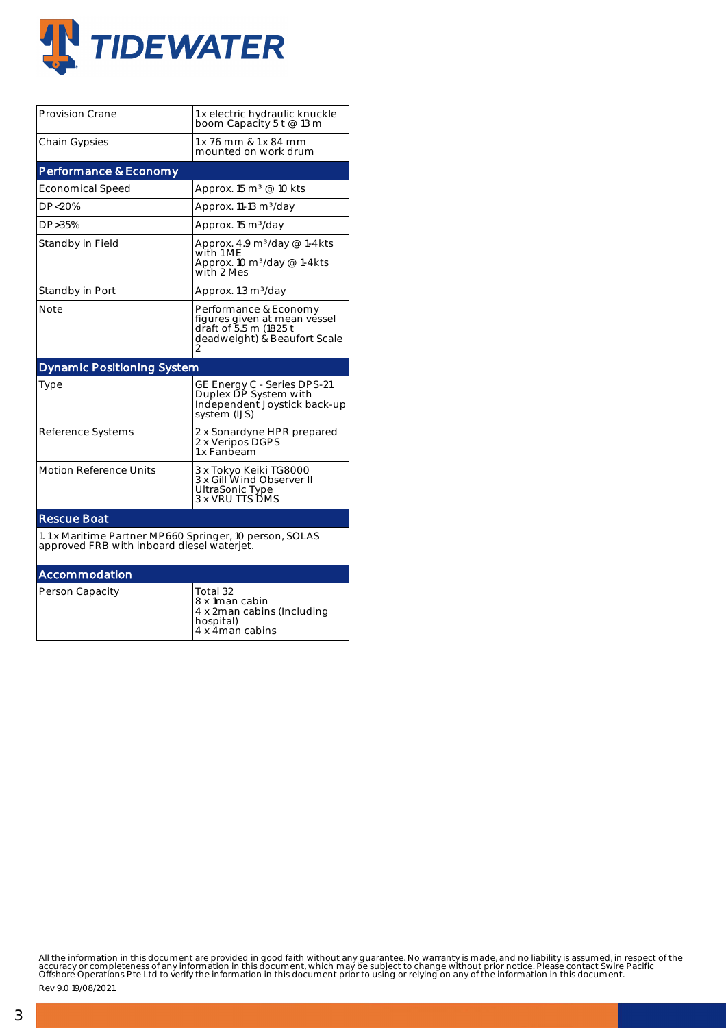| | |
|---|---|
| Provision Crane | 1x electric hydraulic knuckle boom Capacity 5 t @ 13 m |
| Chain Gypsies | 1x 76 mm & 1x 84 mm mounted on work drum |

## Performance & Economy

| | |
|---|---|
| Economical Speed | Approx. 15 m³ @ 10 kts |
| DP<20% | Approx. 11-13 m³/day |
| DP>35% | Approx. 15 m³/day |
| Standby in Field | Approx. 4.9 m³/day @ 1-4kts with 1 ME<br>Approx. 10 m³/day @ 1-4kts with 2 Mes |
| Standby in Port | Approx. 1.3 m³/day |
| Note | Performance & Economy figures given at mean vessel draft of 5.5 m (1825 t deadweight) & Beaufort Scale 2 |

## Dynamic Positioning System

| | |
|---|---|
| Type | GE Energy C - Series DPS-21 Duplex DP System with Independent Joystick back-up system (IJS) |
| Reference Systems | 2 x Sonardyne HPR prepared<br>2 x Veripos DGPS<br>1x Fanbeam |
| Motion Reference Units | 3 x Tokyo Keiki TG8000<br>3 x Gill Wind Observer II UltraSonic Type<br>3 x VRU TTS DMS |

## Rescue Boat

1. 1x Maritime Partner MP660 Springer, 10 person, SOLAS approved FRB with inboard diesel waterjet.

## Accommodation

| | |
|---|---|
| Person Capacity | Total 32<br>8 x 1man cabin<br>4 x 2man cabins (Including hospital)<br>4 x 4man cabins |

All the information in this document are provided in good faith without any guarantee. No warranty is made, and no liability is assumed, in respect of the accuracy or completeness of any information in this document, which may be subject to change without prior notice. Please contact Swire Pacific Offshore Operations Pte Ltd to verify the information in this document prior to using or relying on any of the information in this document.

Rev 9.0 19/08/2021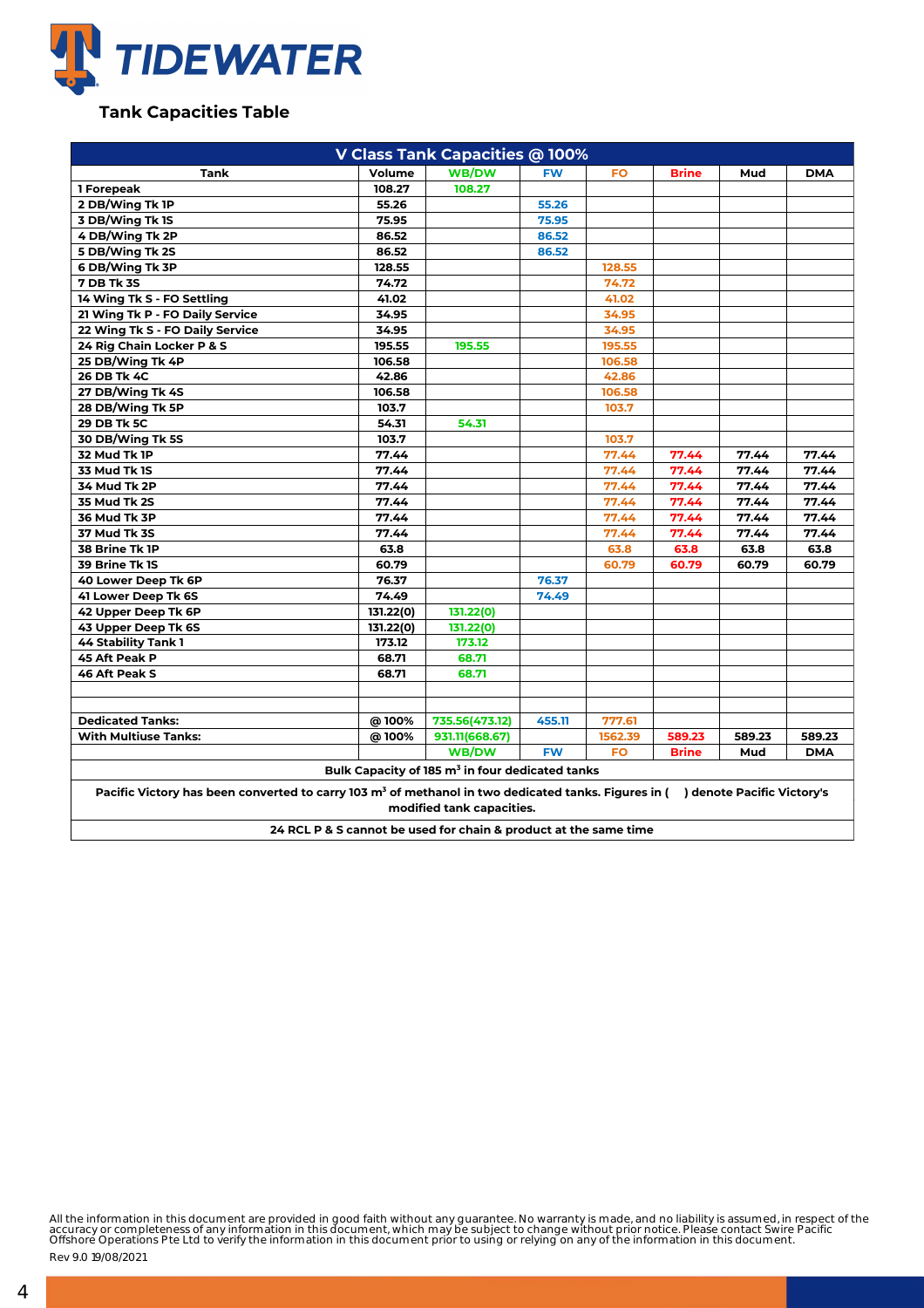# TIDEWATER

## Tank Capacities Table

| V Class Tank Capacities @ 100% | | | | | | | |
|---|---|---|---|---|---|---|---|
| Tank | Volume | WB/DW | FW | FO | Brine | Mud | DMA |
| 1 Forepeak | 108.27 | 108.27 | | | | | |
| 2 DB/Wing Tk 1P | 55.26 | | 55.26 | | | | |
| 3 DB/Wing Tk 1S | 75.95 | | 75.95 | | | | |
| 4 DB/Wing Tk 2P | 86.52 | | 86.52 | | | | |
| 5 DB/Wing Tk 2S | 86.52 | | 86.52 | | | | |
| 6 DB/Wing Tk 3P | 128.55 | | | 128.55 | | | |
| 7 DB Tk 3S | 74.72 | | | 74.72 | | | |
| 14 Wing Tk S - FO Settling | 41.02 | | | 41.02 | | | |
| 21 Wing Tk P - FO Daily Service | 34.95 | | | 34.95 | | | |
| 22 Wing Tk S - FO Daily Service | 34.95 | | | 34.95 | | | |
| 24 Rig Chain Locker P & S | 195.55 | 195.55 | | 195.55 | | | |
| 25 DB/Wing Tk 4P | 106.58 | | | 106.58 | | | |
| 26 DB Tk 4C | 42.86 | | | 42.86 | | | |
| 27 DB/Wing Tk 4S | 106.58 | | | 106.58 | | | |
| 28 DB/Wing Tk 5P | 103.7 | | | 103.7 | | | |
| 29 DB Tk 5C | 54.31 | 54.31 | | | | | |
| 30 DB/Wing Tk 5S | 103.7 | | | 103.7 | | | |
| 32 Mud Tk 1P | 77.44 | | | 77.44 | 77.44 | 77.44 | 77.44 |
| 33 Mud Tk 1S | 77.44 | | | 77.44 | 77.44 | 77.44 | 77.44 |
| 34 Mud Tk 2P | 77.44 | | | 77.44 | 77.44 | 77.44 | 77.44 |
| 35 Mud Tk 2S | 77.44 | | | 77.44 | 77.44 | 77.44 | 77.44 |
| 36 Mud Tk 3P | 77.44 | | | 77.44 | 77.44 | 77.44 | 77.44 |
| 37 Mud Tk 3S | 77.44 | | | 77.44 | 77.44 | 77.44 | 77.44 |
| 38 Brine Tk 1P | 63.8 | | | 63.8 | 63.8 | 63.8 | 63.8 |
| 39 Brine Tk 1S | 60.79 | | | 60.79 | 60.79 | 60.79 | 60.79 |
| 40 Lower Deep Tk 6P | 76.37 | | 76.37 | | | | |
| 41 Lower Deep Tk 6S | 74.49 | | 74.49 | | | | |
| 42 Upper Deep Tk 6P | 131.22(0) | 131.22(0) | | | | | |
| 43 Upper Deep Tk 6S | 131.22(0) | 131.22(0) | | | | | |
| 44 Stability Tank 1 | 173.12 | 173.12 | | | | | |
| 45 Aft Peak P | 68.71 | 68.71 | | | | | |
| 46 Aft Peak S | 68.71 | 68.71 | | | | | |
| | | | | | | | |
| | | | | | | | |
| Dedicated Tanks: | @ 100% | 735.56(473.12) | 455.11 | 777.61 | | | |
| With Multiuse Tanks: | @ 100% | 931.11(668.67) | | 1562.39 | 589.23 | 589.23 | 589.23 |
| | | WB/DW | FW | FO | Brine | Mud | DMA |
| Bulk Capacity of 185 m³ in four dedicated tanks | | | | | | | |
| Pacific Victory has been converted to carry 103 m³ of methanol in two dedicated tanks. Figures in ( ) denote Pacific Victory's modified tank capacities. | | | | | | | |
| 24 RCL P & S cannot be used for chain & product at the same time | | | | | | | |

All the information in this document are provided in good faith without any guarantee. No warranty is made, and no liability is assumed, in respect of the accuracy or completeness of any information in this document, which may be subject to change without prior notice. Please contact Swire Pacific Offshore Operations Pte Ltd to verify the information in this document prior to using or relying on any of the information in this document.

Rev 9.0 19/08/2021